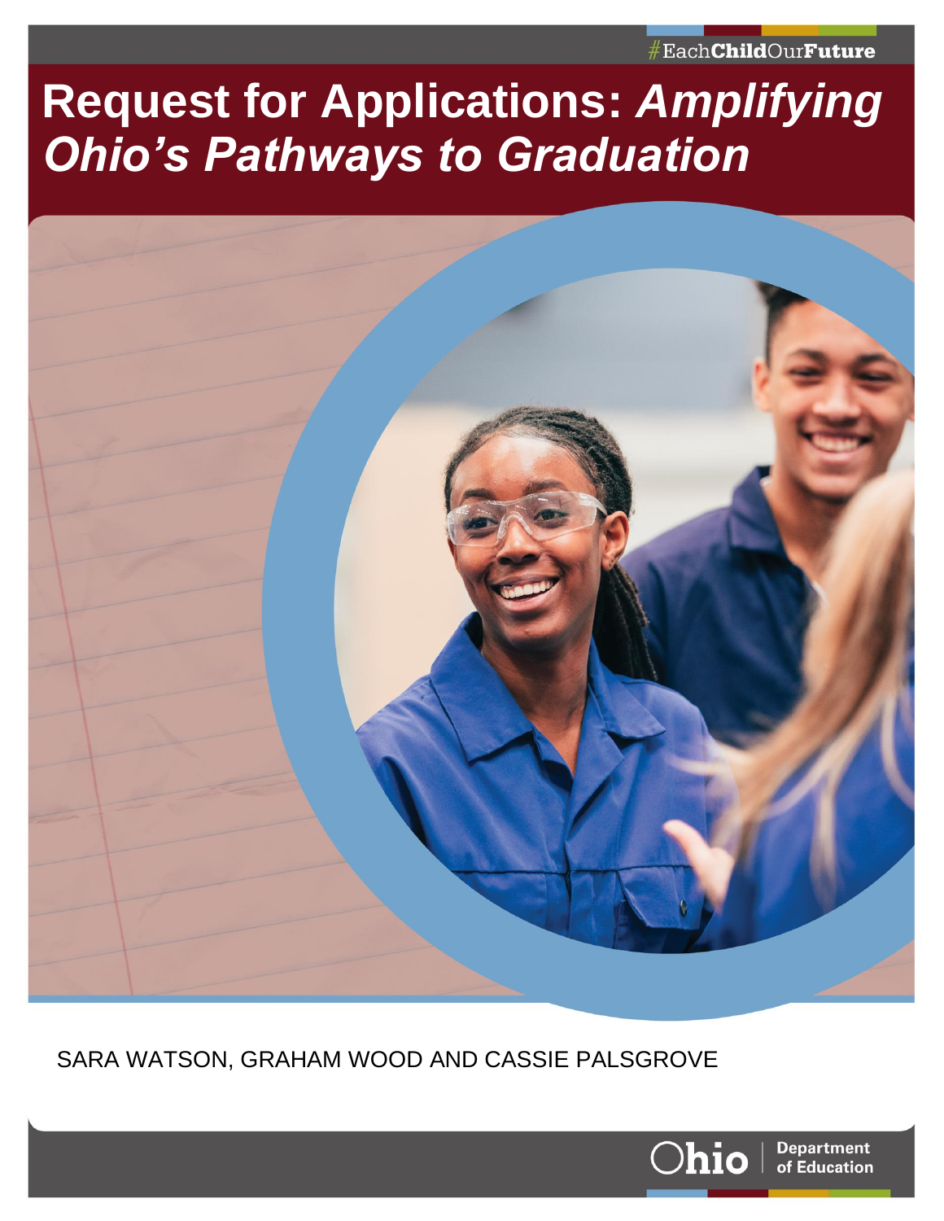#EachChildOurFuture

# Request for Applications: *Amplifying Ohio's Pathways to Graduation*

SARA WATSON, GRAHAM WOOD AND CASSIE PALSGROVE

Ohio | Department of Education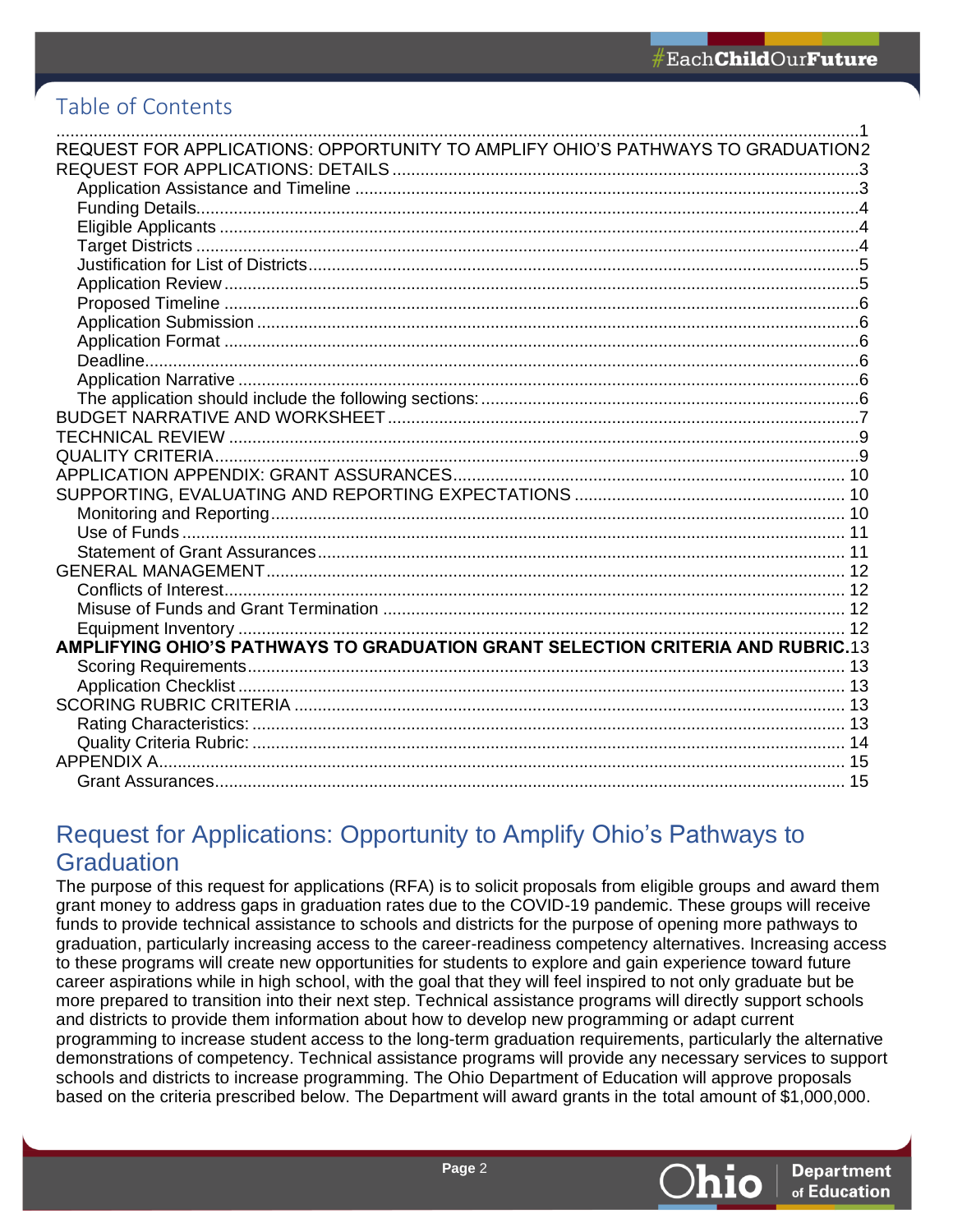## Table of Contents

....................................................................................................1
REQUEST FOR APPLICATIONS: OPPORTUNITY TO AMPLIFY OHIO'S PATHWAYS TO GRADUATION 2
REQUEST FOR APPLICATIONS: DETAILS .......... 3
- Application Assistance and Timeline .......... 3
- Funding Details .......... 4
- Eligible Applicants .......... 4
- Target Districts .......... 4
- Justification for List of Districts .......... 5
- Application Review .......... 5
- Proposed Timeline .......... 6
- Application Submission .......... 6
- Application Format .......... 6
- Deadline .......... 6
- Application Narrative .......... 6
- The application should include the following sections: .......... 6

BUDGET NARRATIVE AND WORKSHEET .......... 7
TECHNICAL REVIEW .......... 9
QUALITY CRITERIA .......... 9
APPLICATION APPENDIX: GRANT ASSURANCES .......... 10
SUPPORTING, EVALUATING AND REPORTING EXPECTATIONS .......... 10
- Monitoring and Reporting .......... 10
- Use of Funds .......... 11
- Statement of Grant Assurances .......... 11

GENERAL MANAGEMENT .......... 12
- Conflicts of Interest .......... 12
- Misuse of Funds and Grant Termination .......... 12
- Equipment Inventory .......... 12

**AMPLIFYING OHIO'S PATHWAYS TO GRADUATION GRANT SELECTION CRITERIA AND RUBRIC** .......... 13
- Scoring Requirements .......... 13
- Application Checklist .......... 13

SCORING RUBRIC CRITERIA .......... 13
- Rating Characteristics: .......... 13
- Quality Criteria Rubric: .......... 14

APPENDIX A .......... 15
- Grant Assurances .......... 15

# Request for Applications: Opportunity to Amplify Ohio's Pathways to Graduation

The purpose of this request for applications (RFA) is to solicit proposals from eligible groups and award them grant money to address gaps in graduation rates due to the COVID-19 pandemic. These groups will receive funds to provide technical assistance to schools and districts for the purpose of opening more pathways to graduation, particularly increasing access to the career-readiness competency alternatives. Increasing access to these programs will create new opportunities for students to explore and gain experience toward future career aspirations while in high school, with the goal that they will feel inspired to not only graduate but be more prepared to transition into their next step. Technical assistance programs will directly support schools and districts to provide them information about how to develop new programming or adapt current programming to increase student access to the long-term graduation requirements, particularly the alternative demonstrations of competency. Technical assistance programs will provide any necessary services to support schools and districts to increase programming. The Ohio Department of Education will approve proposals based on the criteria prescribed below. The Department will award grants in the total amount of $1,000,000.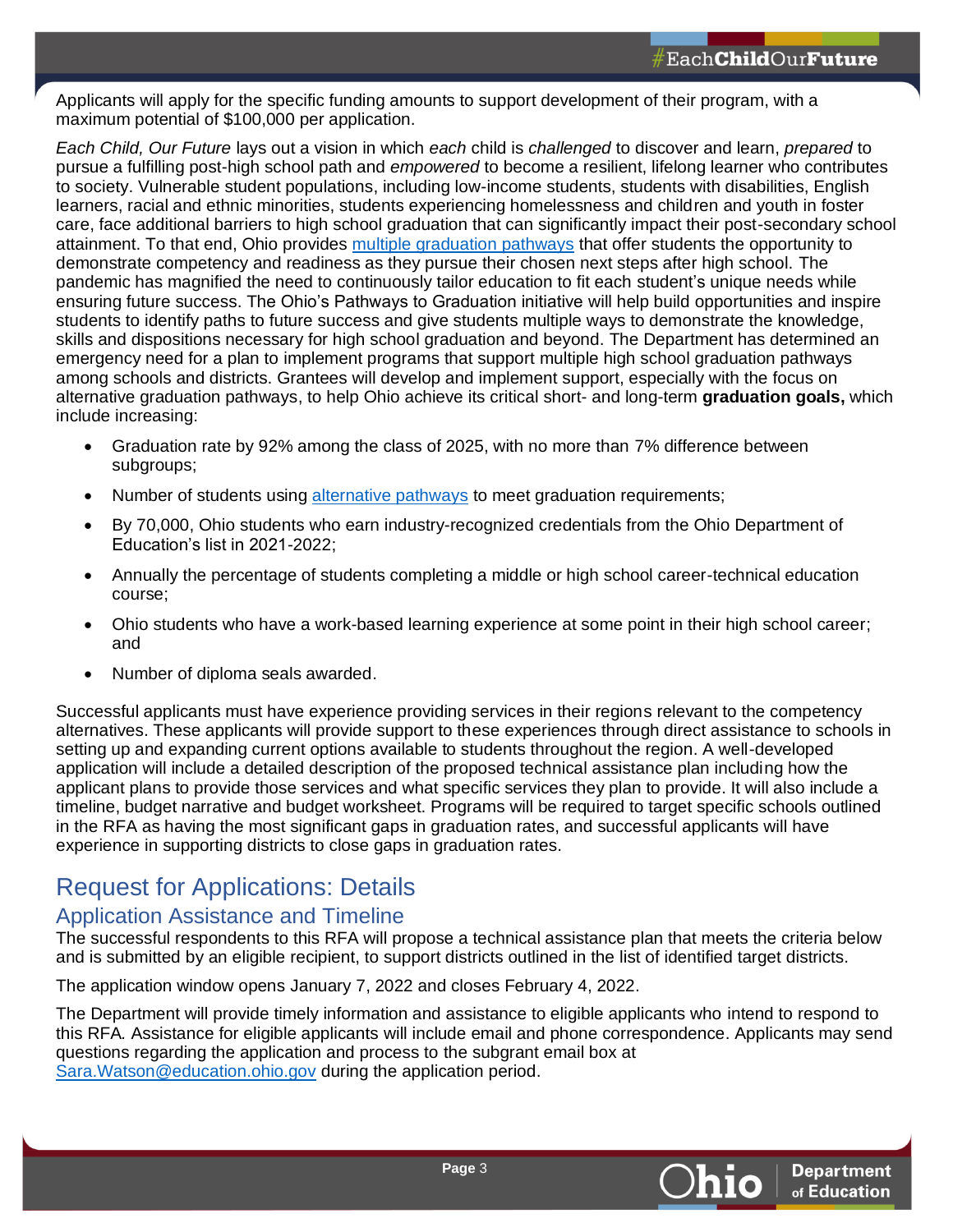Applicants will apply for the specific funding amounts to support development of their program, with a maximum potential of $100,000 per application.

*Each Child, Our Future* lays out a vision in which *each* child is *challenged* to discover and learn, *prepared* to pursue a fulfilling post-high school path and *empowered* to become a resilient, lifelong learner who contributes to society. Vulnerable student populations, including low-income students, students with disabilities, English learners, racial and ethnic minorities, students experiencing homelessness and children and youth in foster care, face additional barriers to high school graduation that can significantly impact their post-secondary school attainment. To that end, Ohio provides [multiple graduation pathways]() that offer students the opportunity to demonstrate competency and readiness as they pursue their chosen next steps after high school. The pandemic has magnified the need to continuously tailor education to fit each student's unique needs while ensuring future success. The Ohio's Pathways to Graduation initiative will help build opportunities and inspire students to identify paths to future success and give students multiple ways to demonstrate the knowledge, skills and dispositions necessary for high school graduation and beyond. The Department has determined an emergency need for a plan to implement programs that support multiple high school graduation pathways among schools and districts. Grantees will develop and implement support, especially with the focus on alternative graduation pathways, to help Ohio achieve its critical short- and long-term **graduation goals,** which include increasing:

- Graduation rate by 92% among the class of 2025, with no more than 7% difference between subgroups;
- Number of students using [alternative pathways]() to meet graduation requirements;
- By 70,000, Ohio students who earn industry-recognized credentials from the Ohio Department of Education's list in 2021-2022;
- Annually the percentage of students completing a middle or high school career-technical education course;
- Ohio students who have a work-based learning experience at some point in their high school career; and
- Number of diploma seals awarded.

Successful applicants must have experience providing services in their regions relevant to the competency alternatives. These applicants will provide support to these experiences through direct assistance to schools in setting up and expanding current options available to students throughout the region. A well-developed application will include a detailed description of the proposed technical assistance plan including how the applicant plans to provide those services and what specific services they plan to provide. It will also include a timeline, budget narrative and budget worksheet. Programs will be required to target specific schools outlined in the RFA as having the most significant gaps in graduation rates, and successful applicants will have experience in supporting districts to close gaps in graduation rates.

# Request for Applications: Details

## Application Assistance and Timeline

The successful respondents to this RFA will propose a technical assistance plan that meets the criteria below and is submitted by an eligible recipient, to support districts outlined in the list of identified target districts.

The application window opens January 7, 2022 and closes February 4, 2022.

The Department will provide timely information and assistance to eligible applicants who intend to respond to this RFA. Assistance for eligible applicants will include email and phone correspondence. Applicants may send questions regarding the application and process to the subgrant email box at [Sara.Watson@education.ohio.gov]() during the application period.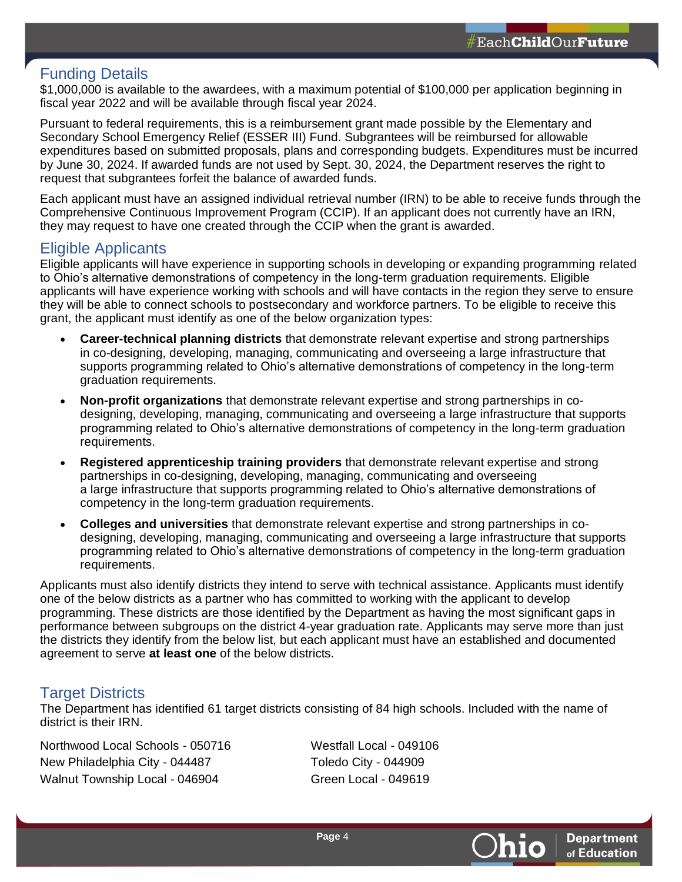## Funding Details

$1,000,000 is available to the awardees, with a maximum potential of $100,000 per application beginning in fiscal year 2022 and will be available through fiscal year 2024.

Pursuant to federal requirements, this is a reimbursement grant made possible by the Elementary and Secondary School Emergency Relief (ESSER III) Fund. Subgrantees will be reimbursed for allowable expenditures based on submitted proposals, plans and corresponding budgets. Expenditures must be incurred by June 30, 2024. If awarded funds are not used by Sept. 30, 2024, the Department reserves the right to request that subgrantees forfeit the balance of awarded funds.

Each applicant must have an assigned individual retrieval number (IRN) to be able to receive funds through the Comprehensive Continuous Improvement Program (CCIP). If an applicant does not currently have an IRN, they may request to have one created through the CCIP when the grant is awarded.

## Eligible Applicants

Eligible applicants will have experience in supporting schools in developing or expanding programming related to Ohio's alternative demonstrations of competency in the long-term graduation requirements. Eligible applicants will have experience working with schools and will have contacts in the region they serve to ensure they will be able to connect schools to postsecondary and workforce partners. To be eligible to receive this grant, the applicant must identify as one of the below organization types:

- **Career-technical planning districts** that demonstrate relevant expertise and strong partnerships in co-designing, developing, managing, communicating and overseeing a large infrastructure that supports programming related to Ohio's alternative demonstrations of competency in the long-term graduation requirements.
- **Non-profit organizations** that demonstrate relevant expertise and strong partnerships in co-designing, developing, managing, communicating and overseeing a large infrastructure that supports programming related to Ohio's alternative demonstrations of competency in the long-term graduation requirements.
- **Registered apprenticeship training providers** that demonstrate relevant expertise and strong partnerships in co-designing, developing, managing, communicating and overseeing a large infrastructure that supports programming related to Ohio's alternative demonstrations of competency in the long-term graduation requirements.
- **Colleges and universities** that demonstrate relevant expertise and strong partnerships in co-designing, developing, managing, communicating and overseeing a large infrastructure that supports programming related to Ohio's alternative demonstrations of competency in the long-term graduation requirements.

Applicants must also identify districts they intend to serve with technical assistance. Applicants must identify one of the below districts as a partner who has committed to working with the applicant to develop programming. These districts are those identified by the Department as having the most significant gaps in performance between subgroups on the district 4-year graduation rate. Applicants may serve more than just the districts they identify from the below list, but each applicant must have an established and documented agreement to serve **at least one** of the below districts.

## Target Districts

The Department has identified 61 target districts consisting of 84 high schools. Included with the name of district is their IRN.

Northwood Local Schools - 050716
New Philadelphia City - 044487
Walnut Township Local - 046904
Westfall Local - 049106
Toledo City - 044909
Green Local - 049619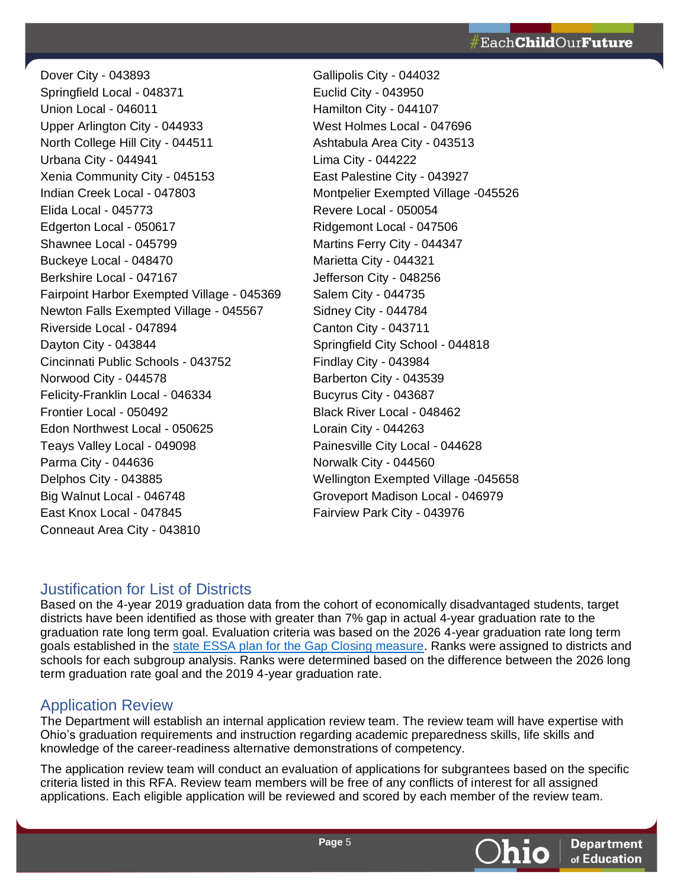Dover City - 043893
Springfield Local - 048371
Union Local - 046011
Upper Arlington City - 044933
North College Hill City - 044511
Urbana City - 044941
Xenia Community City - 045153
Indian Creek Local - 047803
Elida Local - 045773
Edgerton Local - 050617
Shawnee Local - 045799
Buckeye Local - 048470
Berkshire Local - 047167
Fairpoint Harbor Exempted Village - 045369
Newton Falls Exempted Village - 045567
Riverside Local - 047894
Dayton City - 043844
Cincinnati Public Schools - 043752
Norwood City - 044578
Felicity-Franklin Local - 046334
Frontier Local - 050492
Edon Northwest Local - 050625
Teays Valley Local - 049098
Parma City - 044636
Delphos City - 043885
Big Walnut Local - 046748
East Knox Local - 047845
Conneaut Area City - 043810
Gallipolis City - 044032
Euclid City - 043950
Hamilton City - 044107
West Holmes Local - 047696
Ashtabula Area City - 043513
Lima City - 044222
East Palestine City - 043927
Montpelier Exempted Village -045526
Revere Local - 050054
Ridgemont Local - 047506
Martins Ferry City - 044347
Marietta City - 044321
Jefferson City - 048256
Salem City - 044735
Sidney City - 044784
Canton City - 043711
Springfield City School - 044818
Findlay City - 043984
Barberton City - 043539
Bucyrus City - 043687
Black River Local - 048462
Lorain City - 044263
Painesville City Local - 044628
Norwalk City - 044560
Wellington Exempted Village -045658
Groveport Madison Local - 046979
Fairview Park City - 043976

## Justification for List of Districts

Based on the 4-year 2019 graduation data from the cohort of economically disadvantaged students, target districts have been identified as those with greater than 7% gap in actual 4-year graduation rate to the graduation rate long term goal. Evaluation criteria was based on the 2026 4-year graduation rate long term goals established in the state ESSA plan for the Gap Closing measure. Ranks were assigned to districts and schools for each subgroup analysis. Ranks were determined based on the difference between the 2026 long term graduation rate goal and the 2019 4-year graduation rate.

## Application Review

The Department will establish an internal application review team. The review team will have expertise with Ohio's graduation requirements and instruction regarding academic preparedness skills, life skills and knowledge of the career-readiness alternative demonstrations of competency.

The application review team will conduct an evaluation of applications for subgrantees based on the specific criteria listed in this RFA. Review team members will be free of any conflicts of interest for all assigned applications. Each eligible application will be reviewed and scored by each member of the review team.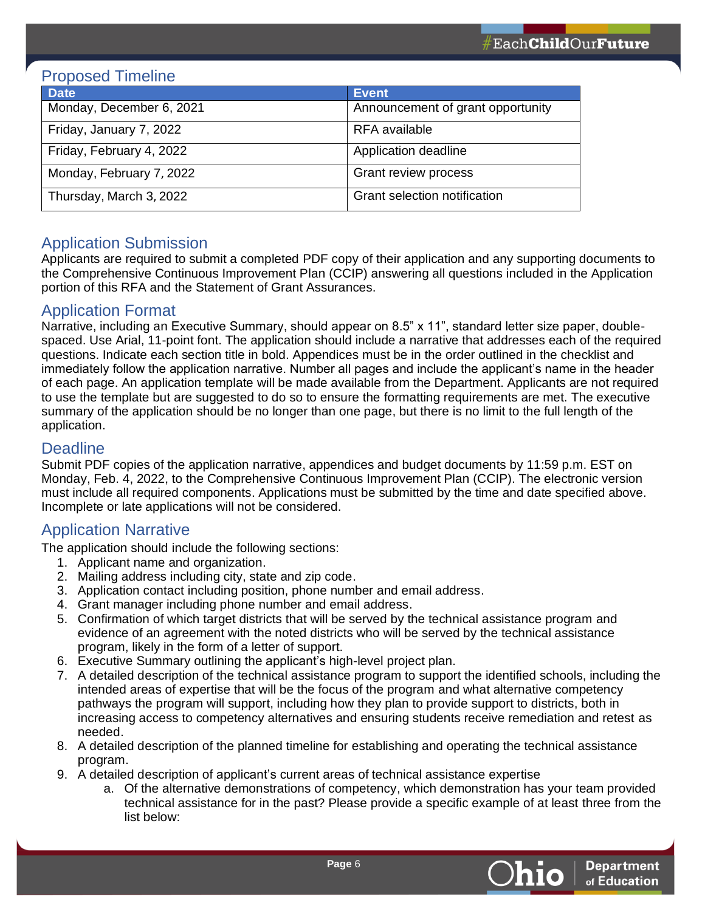## Proposed Timeline

| Date | Event |
|---|---|
| Monday, December 6, 2021 | Announcement of grant opportunity |
| Friday, January 7, 2022 | RFA available |
| Friday, February 4, 2022 | Application deadline |
| Monday, February 7, 2022 | Grant review process |
| Thursday, March 3, 2022 | Grant selection notification |

## Application Submission

Applicants are required to submit a completed PDF copy of their application and any supporting documents to the Comprehensive Continuous Improvement Plan (CCIP) answering all questions included in the Application portion of this RFA and the Statement of Grant Assurances.

## Application Format

Narrative, including an Executive Summary, should appear on 8.5" x 11", standard letter size paper, double-spaced. Use Arial, 11-point font. The application should include a narrative that addresses each of the required questions. Indicate each section title in bold. Appendices must be in the order outlined in the checklist and immediately follow the application narrative. Number all pages and include the applicant's name in the header of each page. An application template will be made available from the Department. Applicants are not required to use the template but are suggested to do so to ensure the formatting requirements are met. The executive summary of the application should be no longer than one page, but there is no limit to the full length of the application.

## Deadline

Submit PDF copies of the application narrative, appendices and budget documents by 11:59 p.m. EST on Monday, Feb. 4, 2022, to the Comprehensive Continuous Improvement Plan (CCIP). The electronic version must include all required components. Applications must be submitted by the time and date specified above. Incomplete or late applications will not be considered.

## Application Narrative

The application should include the following sections:

1. Applicant name and organization.
2. Mailing address including city, state and zip code.
3. Application contact including position, phone number and email address.
4. Grant manager including phone number and email address.
5. Confirmation of which target districts that will be served by the technical assistance program and evidence of an agreement with the noted districts who will be served by the technical assistance program, likely in the form of a letter of support.
6. Executive Summary outlining the applicant's high-level project plan.
7. A detailed description of the technical assistance program to support the identified schools, including the intended areas of expertise that will be the focus of the program and what alternative competency pathways the program will support, including how they plan to provide support to districts, both in increasing access to competency alternatives and ensuring students receive remediation and retest as needed.
8. A detailed description of the planned timeline for establishing and operating the technical assistance program.
9. A detailed description of applicant's current areas of technical assistance expertise
    a. Of the alternative demonstrations of competency, which demonstration has your team provided technical assistance for in the past? Please provide a specific example of at least three from the list below: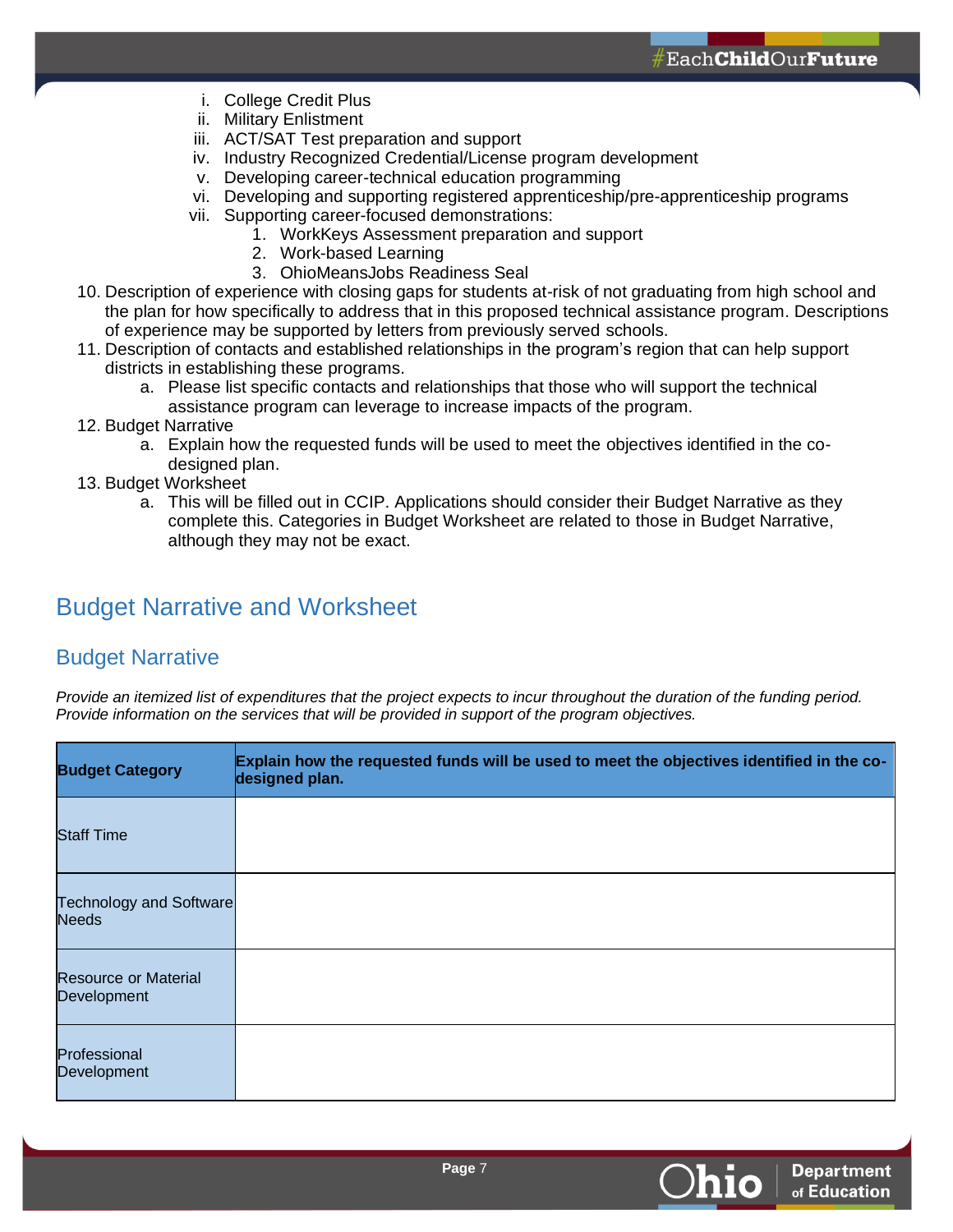i. College Credit Plus
   ii. Military Enlistment
   iii. ACT/SAT Test preparation and support
   iv. Industry Recognized Credential/License program development
   v. Developing career-technical education programming
   vi. Developing and supporting registered apprenticeship/pre-apprenticeship programs
   vii. Supporting career-focused demonstrations:
      1. WorkKeys Assessment preparation and support
      2. Work-based Learning
      3. OhioMeansJobs Readiness Seal

10. Description of experience with closing gaps for students at-risk of not graduating from high school and the plan for how specifically to address that in this proposed technical assistance program. Descriptions of experience may be supported by letters from previously served schools.
11. Description of contacts and established relationships in the program's region that can help support districts in establishing these programs.
    a. Please list specific contacts and relationships that those who will support the technical assistance program can leverage to increase impacts of the program.
12. Budget Narrative
    a. Explain how the requested funds will be used to meet the objectives identified in the co-designed plan.
13. Budget Worksheet
    a. This will be filled out in CCIP. Applications should consider their Budget Narrative as they complete this. Categories in Budget Worksheet are related to those in Budget Narrative, although they may not be exact.

## Budget Narrative and Worksheet

### Budget Narrative

*Provide an itemized list of expenditures that the project expects to incur throughout the duration of the funding period. Provide information on the services that will be provided in support of the program objectives.*

| Budget Category | Explain how the requested funds will be used to meet the objectives identified in the co-designed plan. |
|---|---|
| Staff Time | |
| Technology and Software Needs | |
| Resource or Material Development | |
| Professional Development | |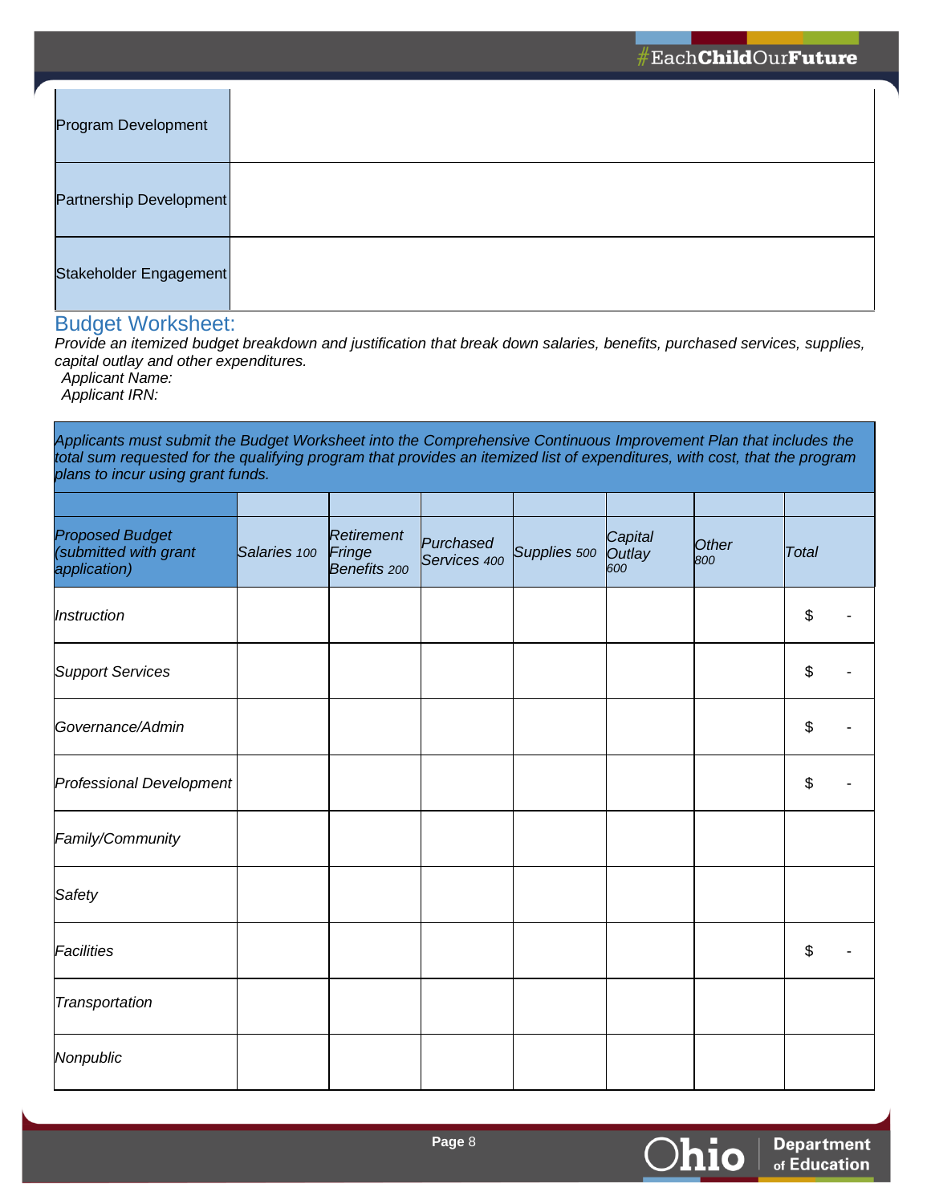| Program Development | |
|---|---|
| Partnership Development | |
| Stakeholder Engagement | |

## Budget Worksheet:

*Provide an itemized budget breakdown and justification that break down salaries, benefits, purchased services, supplies, capital outlay and other expenditures.*

*Applicant Name:*

*Applicant IRN:*

*Applicants must submit the Budget Worksheet into the Comprehensive Continuous Improvement Plan that includes the total sum requested for the qualifying program that provides an itemized list of expenditures, with cost, that the program plans to incur using grant funds.*

| *Proposed Budget (submitted with grant application)* | *Salaries 100* | *Retirement Fringe Benefits 200* | *Purchased Services 400* | *Supplies 500* | *Capital Outlay 600* | *Other 800* | *Total* |
|---|---|---|---|---|---|---|---|
| *Instruction* | | | | | | | $ - |
| *Support Services* | | | | | | | $ - |
| *Governance/Admin* | | | | | | | $ - |
| *Professional Development* | | | | | | | $ - |
| *Family/Community* | | | | | | | |
| *Safety* | | | | | | | |
| *Facilities* | | | | | | | $ - |
| *Transportation* | | | | | | | |
| *Nonpublic* | | | | | | | |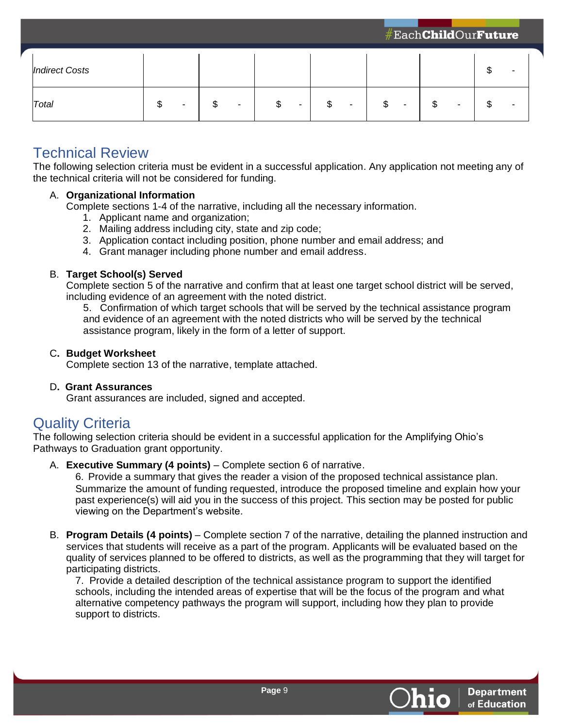| *Indirect Costs* | | | | | | | $ - |
|---|---|---|---|---|---|---|---|
| *Total* | $ - | $ - | $ - | $ - | $ - | $ - | $ - |

## Technical Review

The following selection criteria must be evident in a successful application. Any application not meeting any of the technical criteria will not be considered for funding.

A. **Organizational Information**
   Complete sections 1-4 of the narrative, including all the necessary information.
   1. Applicant name and organization;
   2. Mailing address including city, state and zip code;
   3. Application contact including position, phone number and email address; and
   4. Grant manager including phone number and email address.

B. **Target School(s) Served**
   Complete section 5 of the narrative and confirm that at least one target school district will be served, including evidence of an agreement with the noted district.
   5. Confirmation of which target schools that will be served by the technical assistance program and evidence of an agreement with the noted districts who will be served by the technical assistance program, likely in the form of a letter of support.

C**. Budget Worksheet**
   Complete section 13 of the narrative, template attached.

D**. Grant Assurances**
   Grant assurances are included, signed and accepted.

## Quality Criteria

The following selection criteria should be evident in a successful application for the Amplifying Ohio's Pathways to Graduation grant opportunity.

A. **Executive Summary (4 points)** – Complete section 6 of narrative.
   6. Provide a summary that gives the reader a vision of the proposed technical assistance plan. Summarize the amount of funding requested, introduce the proposed timeline and explain how your past experience(s) will aid you in the success of this project. This section may be posted for public viewing on the Department's website.

B. **Program Details (4 points)** – Complete section 7 of the narrative, detailing the planned instruction and services that students will receive as a part of the program. Applicants will be evaluated based on the quality of services planned to be offered to districts, as well as the programming that they will target for participating districts.
   7. Provide a detailed description of the technical assistance program to support the identified schools, including the intended areas of expertise that will be the focus of the program and what alternative competency pathways the program will support, including how they plan to provide support to districts.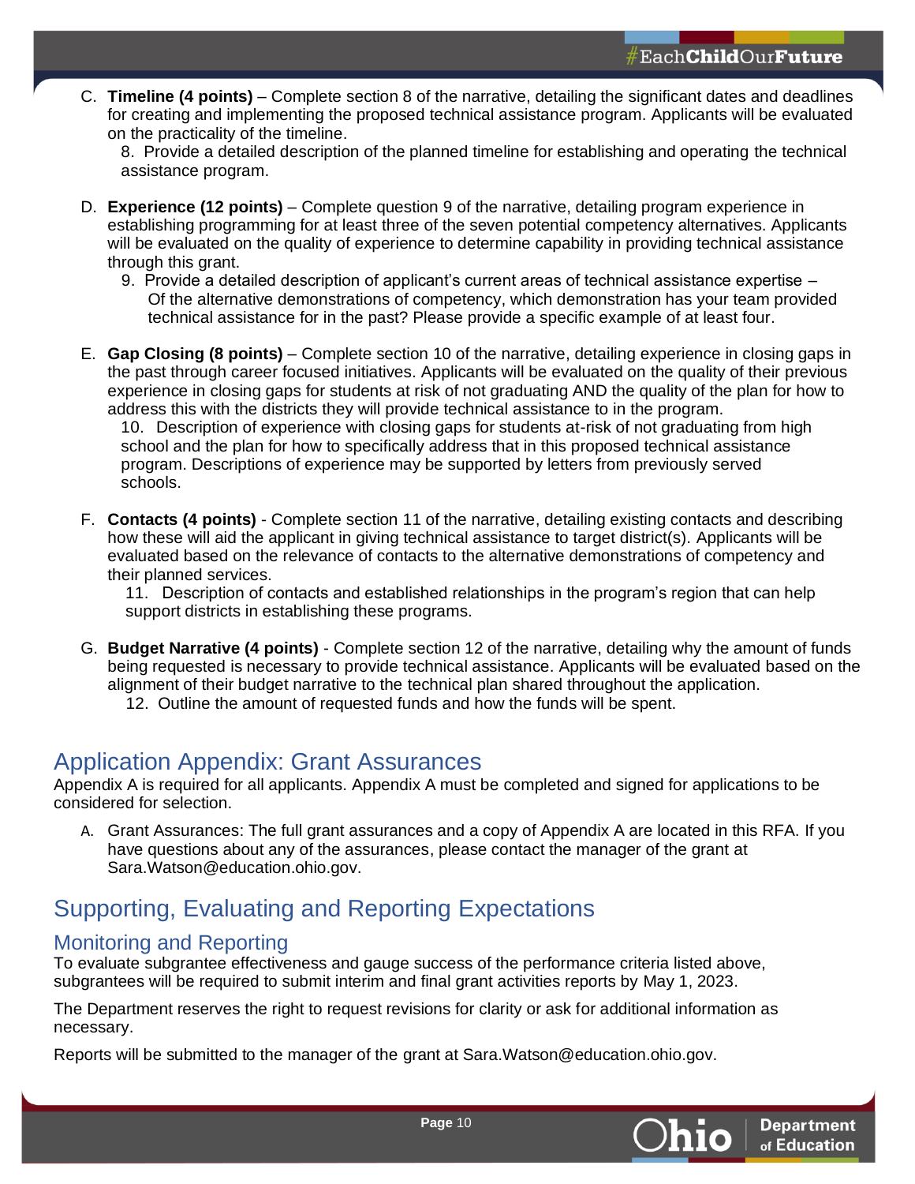C. **Timeline (4 points)** – Complete section 8 of the narrative, detailing the significant dates and deadlines for creating and implementing the proposed technical assistance program. Applicants will be evaluated on the practicality of the timeline.
   8. Provide a detailed description of the planned timeline for establishing and operating the technical assistance program.

D. **Experience (12 points)** – Complete question 9 of the narrative, detailing program experience in establishing programming for at least three of the seven potential competency alternatives. Applicants will be evaluated on the quality of experience to determine capability in providing technical assistance through this grant.
   9. Provide a detailed description of applicant's current areas of technical assistance expertise – Of the alternative demonstrations of competency, which demonstration has your team provided technical assistance for in the past? Please provide a specific example of at least four.

E. **Gap Closing (8 points)** – Complete section 10 of the narrative, detailing experience in closing gaps in the past through career focused initiatives. Applicants will be evaluated on the quality of their previous experience in closing gaps for students at risk of not graduating AND the quality of the plan for how to address this with the districts they will provide technical assistance to in the program.
   10. Description of experience with closing gaps for students at-risk of not graduating from high school and the plan for how to specifically address that in this proposed technical assistance program. Descriptions of experience may be supported by letters from previously served schools.

F. **Contacts (4 points)** - Complete section 11 of the narrative, detailing existing contacts and describing how these will aid the applicant in giving technical assistance to target district(s). Applicants will be evaluated based on the relevance of contacts to the alternative demonstrations of competency and their planned services.
   11. Description of contacts and established relationships in the program's region that can help support districts in establishing these programs.

G. **Budget Narrative (4 points)** - Complete section 12 of the narrative, detailing why the amount of funds being requested is necessary to provide technical assistance. Applicants will be evaluated based on the alignment of their budget narrative to the technical plan shared throughout the application.
   12. Outline the amount of requested funds and how the funds will be spent.

## Application Appendix: Grant Assurances

Appendix A is required for all applicants. Appendix A must be completed and signed for applications to be considered for selection.

A. Grant Assurances: The full grant assurances and a copy of Appendix A are located in this RFA. If you have questions about any of the assurances, please contact the manager of the grant at Sara.Watson@education.ohio.gov.

## Supporting, Evaluating and Reporting Expectations

### Monitoring and Reporting

To evaluate subgrantee effectiveness and gauge success of the performance criteria listed above, subgrantees will be required to submit interim and final grant activities reports by May 1, 2023.

The Department reserves the right to request revisions for clarity or ask for additional information as necessary.

Reports will be submitted to the manager of the grant at Sara.Watson@education.ohio.gov.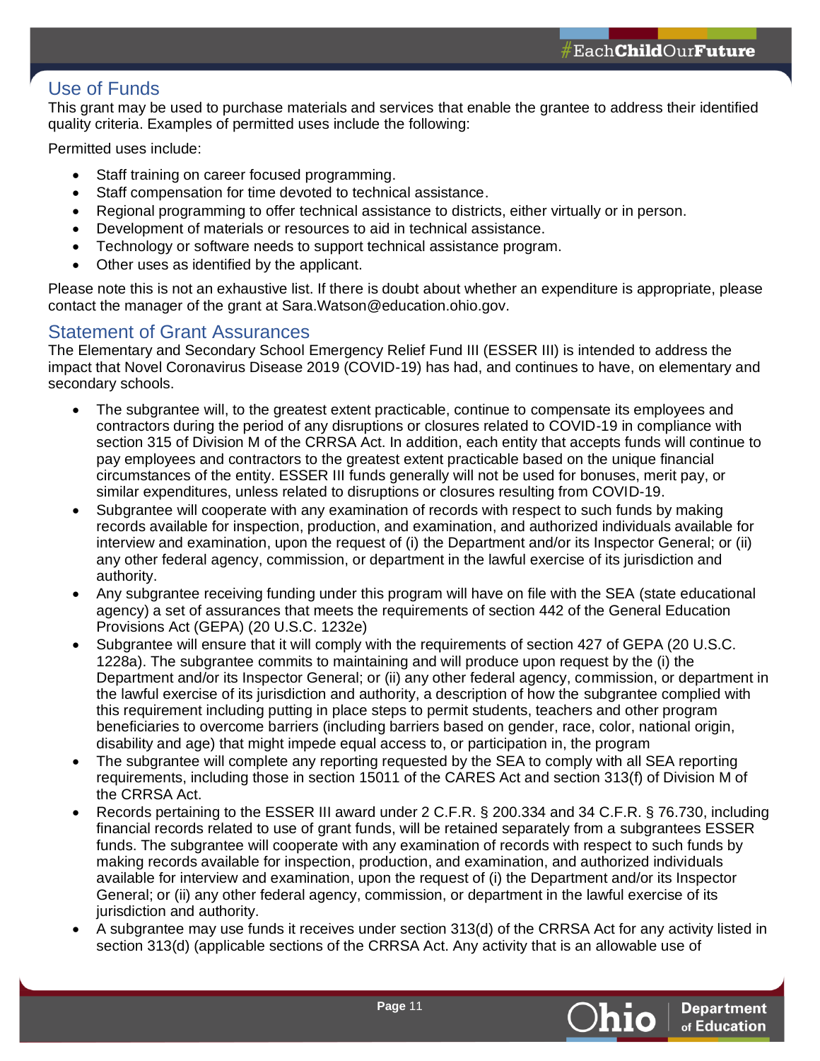## Use of Funds

This grant may be used to purchase materials and services that enable the grantee to address their identified quality criteria. Examples of permitted uses include the following:

Permitted uses include:

- Staff training on career focused programming.
- Staff compensation for time devoted to technical assistance.
- Regional programming to offer technical assistance to districts, either virtually or in person.
- Development of materials or resources to aid in technical assistance.
- Technology or software needs to support technical assistance program.
- Other uses as identified by the applicant.

Please note this is not an exhaustive list. If there is doubt about whether an expenditure is appropriate, please contact the manager of the grant at Sara.Watson@education.ohio.gov.

## Statement of Grant Assurances

The Elementary and Secondary School Emergency Relief Fund III (ESSER III) is intended to address the impact that Novel Coronavirus Disease 2019 (COVID-19) has had, and continues to have, on elementary and secondary schools.

- The subgrantee will, to the greatest extent practicable, continue to compensate its employees and contractors during the period of any disruptions or closures related to COVID-19 in compliance with section 315 of Division M of the CRRSA Act. In addition, each entity that accepts funds will continue to pay employees and contractors to the greatest extent practicable based on the unique financial circumstances of the entity. ESSER III funds generally will not be used for bonuses, merit pay, or similar expenditures, unless related to disruptions or closures resulting from COVID-19.
- Subgrantee will cooperate with any examination of records with respect to such funds by making records available for inspection, production, and examination, and authorized individuals available for interview and examination, upon the request of (i) the Department and/or its Inspector General; or (ii) any other federal agency, commission, or department in the lawful exercise of its jurisdiction and authority.
- Any subgrantee receiving funding under this program will have on file with the SEA (state educational agency) a set of assurances that meets the requirements of section 442 of the General Education Provisions Act (GEPA) (20 U.S.C. 1232e)
- Subgrantee will ensure that it will comply with the requirements of section 427 of GEPA (20 U.S.C. 1228a). The subgrantee commits to maintaining and will produce upon request by the (i) the Department and/or its Inspector General; or (ii) any other federal agency, commission, or department in the lawful exercise of its jurisdiction and authority, a description of how the subgrantee complied with this requirement including putting in place steps to permit students, teachers and other program beneficiaries to overcome barriers (including barriers based on gender, race, color, national origin, disability and age) that might impede equal access to, or participation in, the program
- The subgrantee will complete any reporting requested by the SEA to comply with all SEA reporting requirements, including those in section 15011 of the CARES Act and section 313(f) of Division M of the CRRSA Act.
- Records pertaining to the ESSER III award under 2 C.F.R. § 200.334 and 34 C.F.R. § 76.730, including financial records related to use of grant funds, will be retained separately from a subgrantees ESSER funds. The subgrantee will cooperate with any examination of records with respect to such funds by making records available for inspection, production, and examination, and authorized individuals available for interview and examination, upon the request of (i) the Department and/or its Inspector General; or (ii) any other federal agency, commission, or department in the lawful exercise of its jurisdiction and authority.
- A subgrantee may use funds it receives under section 313(d) of the CRRSA Act for any activity listed in section 313(d) (applicable sections of the CRRSA Act. Any activity that is an allowable use of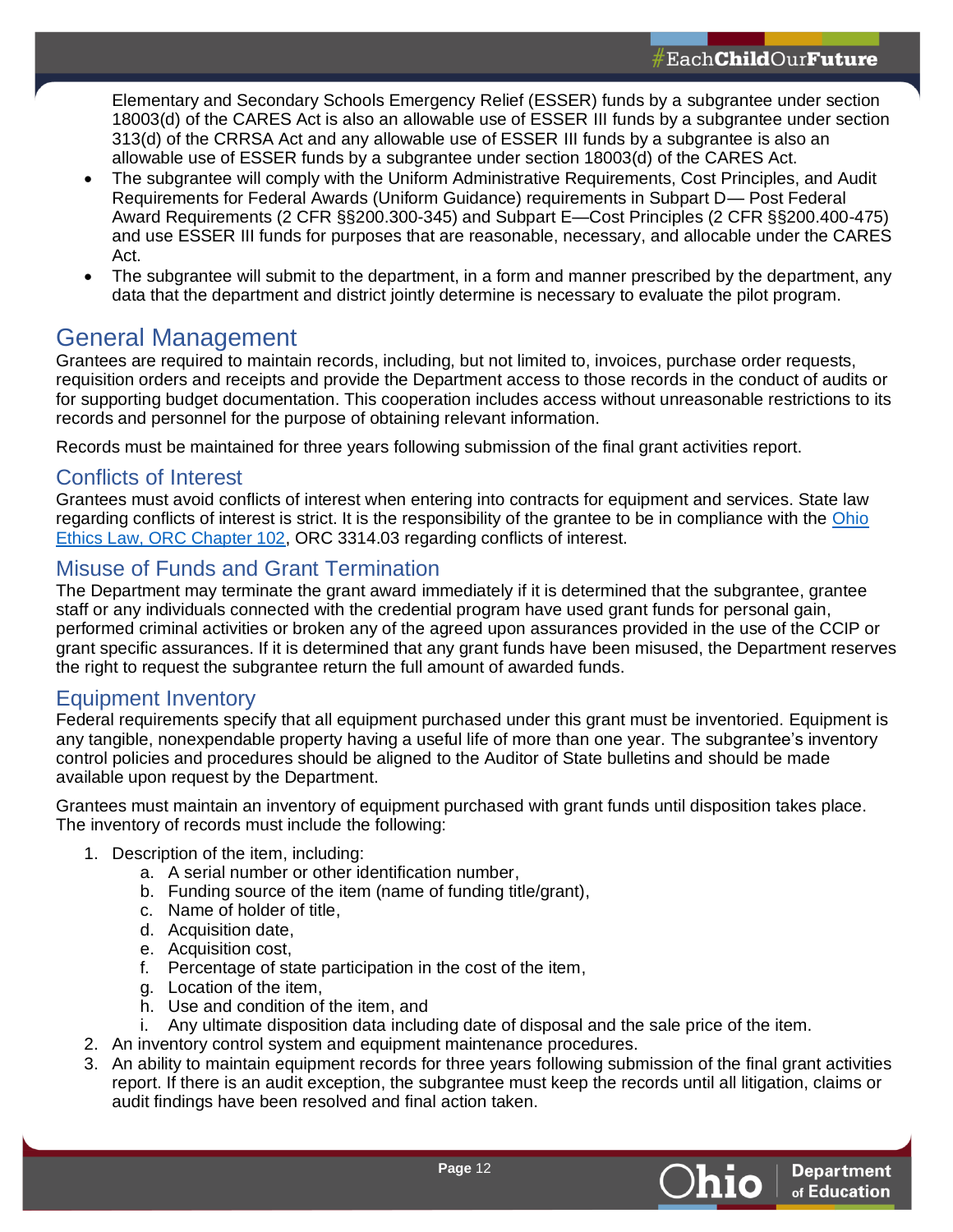Elementary and Secondary Schools Emergency Relief (ESSER) funds by a subgrantee under section 18003(d) of the CARES Act is also an allowable use of ESSER III funds by a subgrantee under section 313(d) of the CRRSA Act and any allowable use of ESSER III funds by a subgrantee is also an allowable use of ESSER funds by a subgrantee under section 18003(d) of the CARES Act.

- The subgrantee will comply with the Uniform Administrative Requirements, Cost Principles, and Audit Requirements for Federal Awards (Uniform Guidance) requirements in Subpart D— Post Federal Award Requirements (2 CFR §§200.300-345) and Subpart E—Cost Principles (2 CFR §§200.400-475) and use ESSER III funds for purposes that are reasonable, necessary, and allocable under the CARES Act.
- The subgrantee will submit to the department, in a form and manner prescribed by the department, any data that the department and district jointly determine is necessary to evaluate the pilot program.

# General Management

Grantees are required to maintain records, including, but not limited to, invoices, purchase order requests, requisition orders and receipts and provide the Department access to those records in the conduct of audits or for supporting budget documentation. This cooperation includes access without unreasonable restrictions to its records and personnel for the purpose of obtaining relevant information.

Records must be maintained for three years following submission of the final grant activities report.

## Conflicts of Interest

Grantees must avoid conflicts of interest when entering into contracts for equipment and services. State law regarding conflicts of interest is strict. It is the responsibility of the grantee to be in compliance with the Ohio Ethics Law, ORC Chapter 102, ORC 3314.03 regarding conflicts of interest.

## Misuse of Funds and Grant Termination

The Department may terminate the grant award immediately if it is determined that the subgrantee, grantee staff or any individuals connected with the credential program have used grant funds for personal gain, performed criminal activities or broken any of the agreed upon assurances provided in the use of the CCIP or grant specific assurances. If it is determined that any grant funds have been misused, the Department reserves the right to request the subgrantee return the full amount of awarded funds.

## Equipment Inventory

Federal requirements specify that all equipment purchased under this grant must be inventoried. Equipment is any tangible, nonexpendable property having a useful life of more than one year. The subgrantee's inventory control policies and procedures should be aligned to the Auditor of State bulletins and should be made available upon request by the Department.

Grantees must maintain an inventory of equipment purchased with grant funds until disposition takes place. The inventory of records must include the following:

1. Description of the item, including:
   a. A serial number or other identification number,
   b. Funding source of the item (name of funding title/grant),
   c. Name of holder of title,
   d. Acquisition date,
   e. Acquisition cost,
   f. Percentage of state participation in the cost of the item,
   g. Location of the item,
   h. Use and condition of the item, and
   i. Any ultimate disposition data including date of disposal and the sale price of the item.
2. An inventory control system and equipment maintenance procedures.
3. An ability to maintain equipment records for three years following submission of the final grant activities report. If there is an audit exception, the subgrantee must keep the records until all litigation, claims or audit findings have been resolved and final action taken.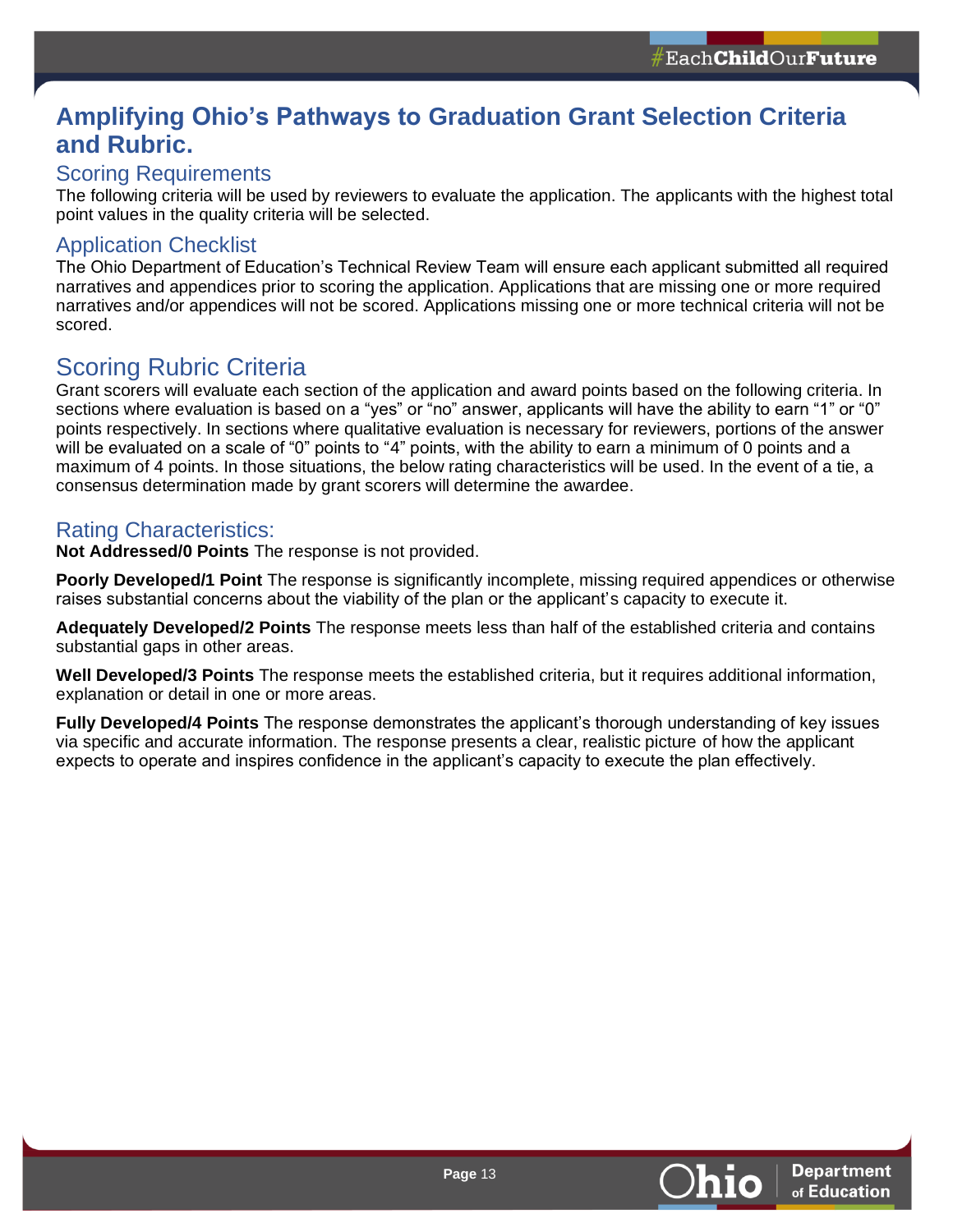# Amplifying Ohio's Pathways to Graduation Grant Selection Criteria and Rubric.

## Scoring Requirements

The following criteria will be used by reviewers to evaluate the application. The applicants with the highest total point values in the quality criteria will be selected.

## Application Checklist

The Ohio Department of Education's Technical Review Team will ensure each applicant submitted all required narratives and appendices prior to scoring the application. Applications that are missing one or more required narratives and/or appendices will not be scored. Applications missing one or more technical criteria will not be scored.

## Scoring Rubric Criteria

Grant scorers will evaluate each section of the application and award points based on the following criteria. In sections where evaluation is based on a "yes" or "no" answer, applicants will have the ability to earn "1" or "0" points respectively. In sections where qualitative evaluation is necessary for reviewers, portions of the answer will be evaluated on a scale of "0" points to "4" points, with the ability to earn a minimum of 0 points and a maximum of 4 points. In those situations, the below rating characteristics will be used. In the event of a tie, a consensus determination made by grant scorers will determine the awardee.

## Rating Characteristics:

**Not Addressed/0 Points** The response is not provided.

**Poorly Developed/1 Point** The response is significantly incomplete, missing required appendices or otherwise raises substantial concerns about the viability of the plan or the applicant's capacity to execute it.

**Adequately Developed/2 Points** The response meets less than half of the established criteria and contains substantial gaps in other areas.

**Well Developed/3 Points** The response meets the established criteria, but it requires additional information, explanation or detail in one or more areas.

**Fully Developed/4 Points** The response demonstrates the applicant's thorough understanding of key issues via specific and accurate information. The response presents a clear, realistic picture of how the applicant expects to operate and inspires confidence in the applicant's capacity to execute the plan effectively.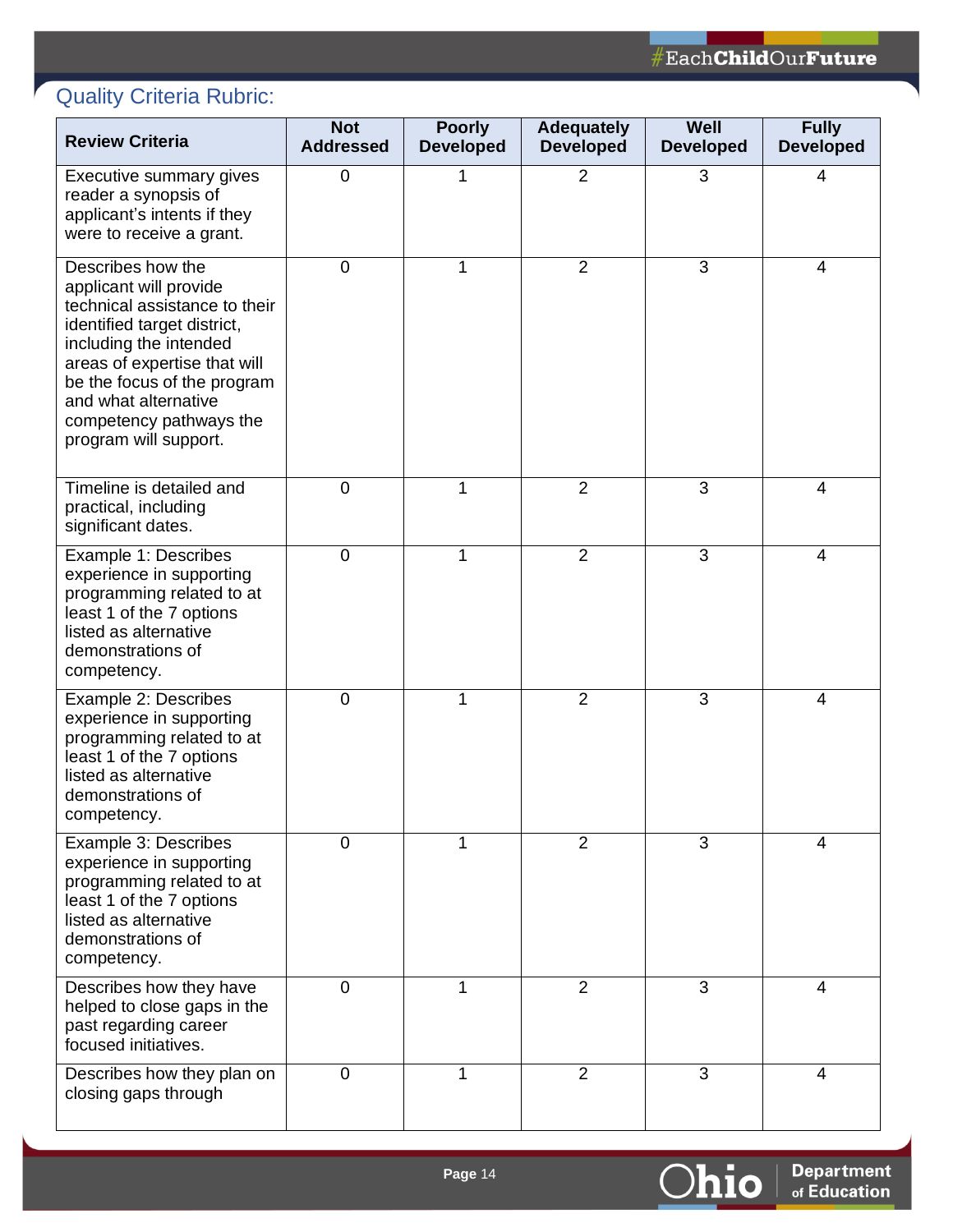## Quality Criteria Rubric:

| Review Criteria | Not Addressed | Poorly Developed | Adequately Developed | Well Developed | Fully Developed |
|---|---|---|---|---|---|
| Executive summary gives reader a synopsis of applicant's intents if they were to receive a grant. | 0 | 1 | 2 | 3 | 4 |
| Describes how the applicant will provide technical assistance to their identified target district, including the intended areas of expertise that will be the focus of the program and what alternative competency pathways the program will support. | 0 | 1 | 2 | 3 | 4 |
| Timeline is detailed and practical, including significant dates. | 0 | 1 | 2 | 3 | 4 |
| Example 1: Describes experience in supporting programming related to at least 1 of the 7 options listed as alternative demonstrations of competency. | 0 | 1 | 2 | 3 | 4 |
| Example 2: Describes experience in supporting programming related to at least 1 of the 7 options listed as alternative demonstrations of competency. | 0 | 1 | 2 | 3 | 4 |
| Example 3: Describes experience in supporting programming related to at least 1 of the 7 options listed as alternative demonstrations of competency. | 0 | 1 | 2 | 3 | 4 |
| Describes how they have helped to close gaps in the past regarding career focused initiatives. | 0 | 1 | 2 | 3 | 4 |
| Describes how they plan on closing gaps through | 0 | 1 | 2 | 3 | 4 |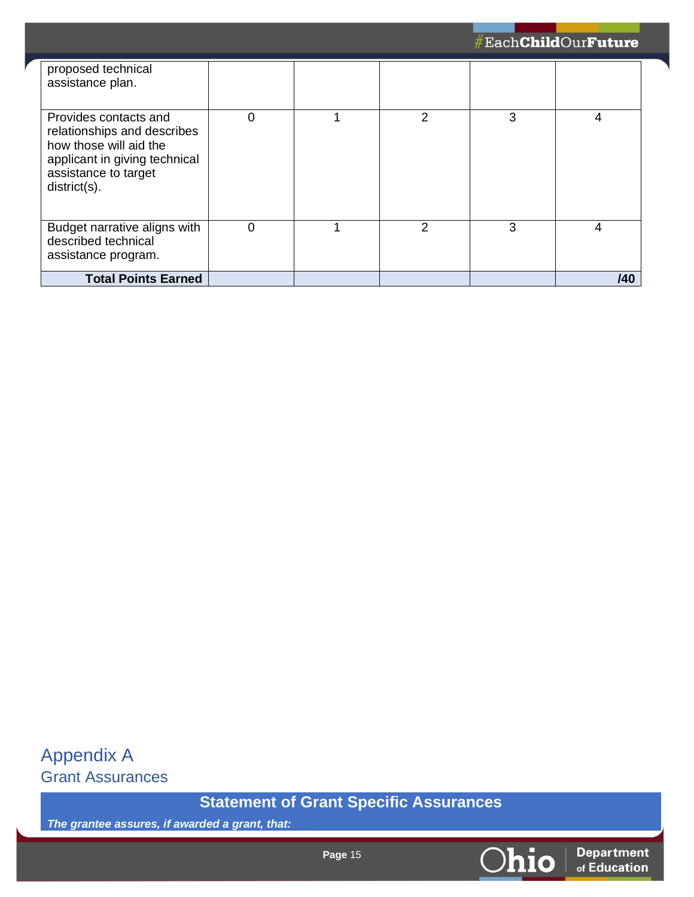| | | | | | |
|---|---|---|---|---|---|
| proposed technical assistance plan. | | | | | |
| Provides contacts and relationships and describes how those will aid the applicant in giving technical assistance to target district(s). | 0 | 1 | 2 | 3 | 4 |
| Budget narrative aligns with described technical assistance program. | 0 | 1 | 2 | 3 | 4 |
| **Total Points Earned** | | | | | **/40** |

# Appendix A

## Grant Assurances

### Statement of Grant Specific Assurances

***The grantee assures, if awarded a grant, that:***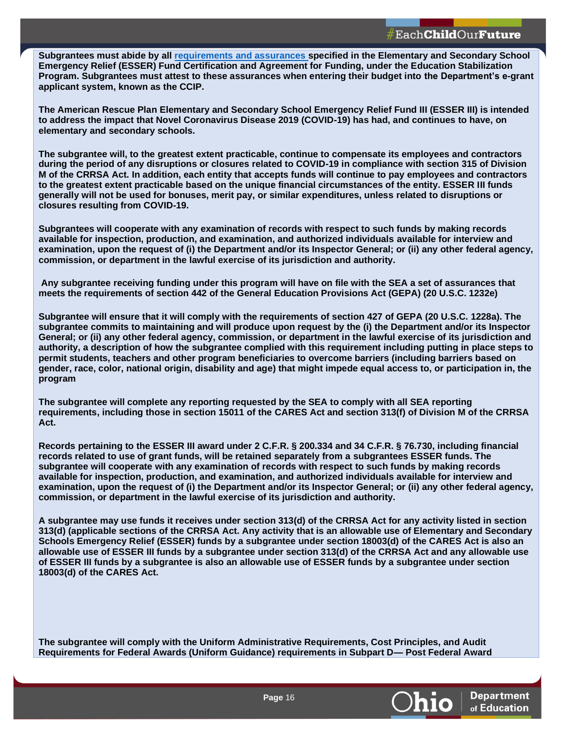**Subgrantees must abide by all [requirements and assurances ]specified in the Elementary and Secondary School Emergency Relief (ESSER) Fund Certification and Agreement for Funding, under the Education Stabilization Program. Subgrantees must attest to these assurances when entering their budget into the Department's e-grant applicant system, known as the CCIP.**

**The American Rescue Plan Elementary and Secondary School Emergency Relief Fund III (ESSER III) is intended to address the impact that Novel Coronavirus Disease 2019 (COVID-19) has had, and continues to have, on elementary and secondary schools.**

**The subgrantee will, to the greatest extent practicable, continue to compensate its employees and contractors during the period of any disruptions or closures related to COVID-19 in compliance with section 315 of Division M of the CRRSA Act. In addition, each entity that accepts funds will continue to pay employees and contractors to the greatest extent practicable based on the unique financial circumstances of the entity. ESSER III funds generally will not be used for bonuses, merit pay, or similar expenditures, unless related to disruptions or closures resulting from COVID-19.**

**Subgrantees will cooperate with any examination of records with respect to such funds by making records available for inspection, production, and examination, and authorized individuals available for interview and examination, upon the request of (i) the Department and/or its Inspector General; or (ii) any other federal agency, commission, or department in the lawful exercise of its jurisdiction and authority.**

**Any subgrantee receiving funding under this program will have on file with the SEA a set of assurances that meets the requirements of section 442 of the General Education Provisions Act (GEPA) (20 U.S.C. 1232e)**

**Subgrantee will ensure that it will comply with the requirements of section 427 of GEPA (20 U.S.C. 1228a). The subgrantee commits to maintaining and will produce upon request by the (i) the Department and/or its Inspector General; or (ii) any other federal agency, commission, or department in the lawful exercise of its jurisdiction and authority, a description of how the subgrantee complied with this requirement including putting in place steps to permit students, teachers and other program beneficiaries to overcome barriers (including barriers based on gender, race, color, national origin, disability and age) that might impede equal access to, or participation in, the program**

**The subgrantee will complete any reporting requested by the SEA to comply with all SEA reporting requirements, including those in section 15011 of the CARES Act and section 313(f) of Division M of the CRRSA Act.**

**Records pertaining to the ESSER III award under 2 C.F.R. § 200.334 and 34 C.F.R. § 76.730, including financial records related to use of grant funds, will be retained separately from a subgrantees ESSER funds. The subgrantee will cooperate with any examination of records with respect to such funds by making records available for inspection, production, and examination, and authorized individuals available for interview and examination, upon the request of (i) the Department and/or its Inspector General; or (ii) any other federal agency, commission, or department in the lawful exercise of its jurisdiction and authority.**

**A subgrantee may use funds it receives under section 313(d) of the CRRSA Act for any activity listed in section 313(d) (applicable sections of the CRRSA Act. Any activity that is an allowable use of Elementary and Secondary Schools Emergency Relief (ESSER) funds by a subgrantee under section 18003(d) of the CARES Act is also an allowable use of ESSER III funds by a subgrantee under section 313(d) of the CRRSA Act and any allowable use of ESSER III funds by a subgrantee is also an allowable use of ESSER funds by a subgrantee under section 18003(d) of the CARES Act.**

**The subgrantee will comply with the Uniform Administrative Requirements, Cost Principles, and Audit Requirements for Federal Awards (Uniform Guidance) requirements in Subpart D— Post Federal Award**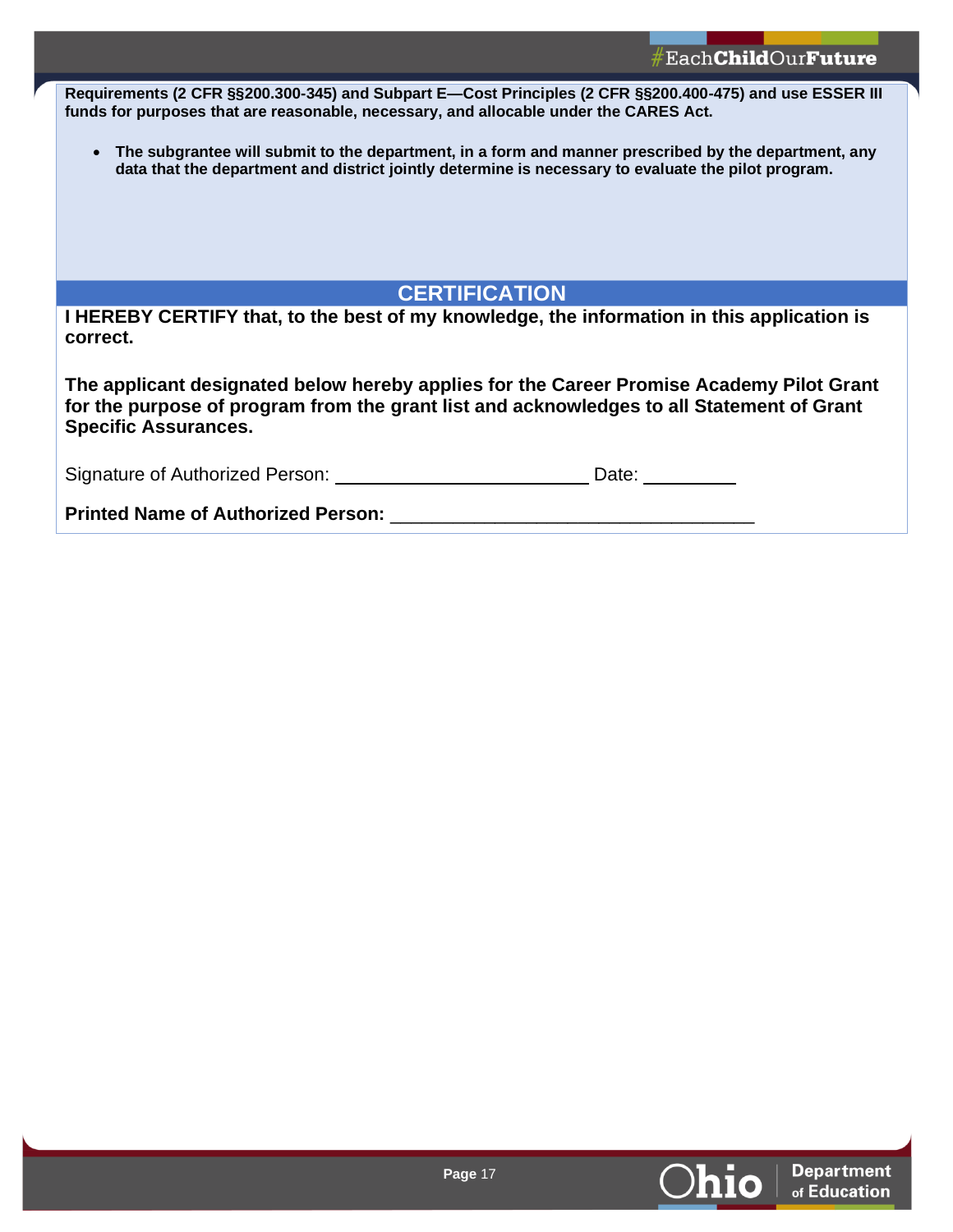**Requirements (2 CFR §§200.300-345) and Subpart E—Cost Principles (2 CFR §§200.400-475) and use ESSER III funds for purposes that are reasonable, necessary, and allocable under the CARES Act.**

- **The subgrantee will submit to the department, in a form and manner prescribed by the department, any data that the department and district jointly determine is necessary to evaluate the pilot program.**

## CERTIFICATION

**I HEREBY CERTIFY that, to the best of my knowledge, the information in this application is correct.**

**The applicant designated below hereby applies for the Career Promise Academy Pilot Grant for the purpose of program from the grant list and acknowledges to all Statement of Grant Specific Assurances.**

Signature of Authorized Person: ________________________ Date: _________

**Printed Name of Authorized Person:** ___________________________________